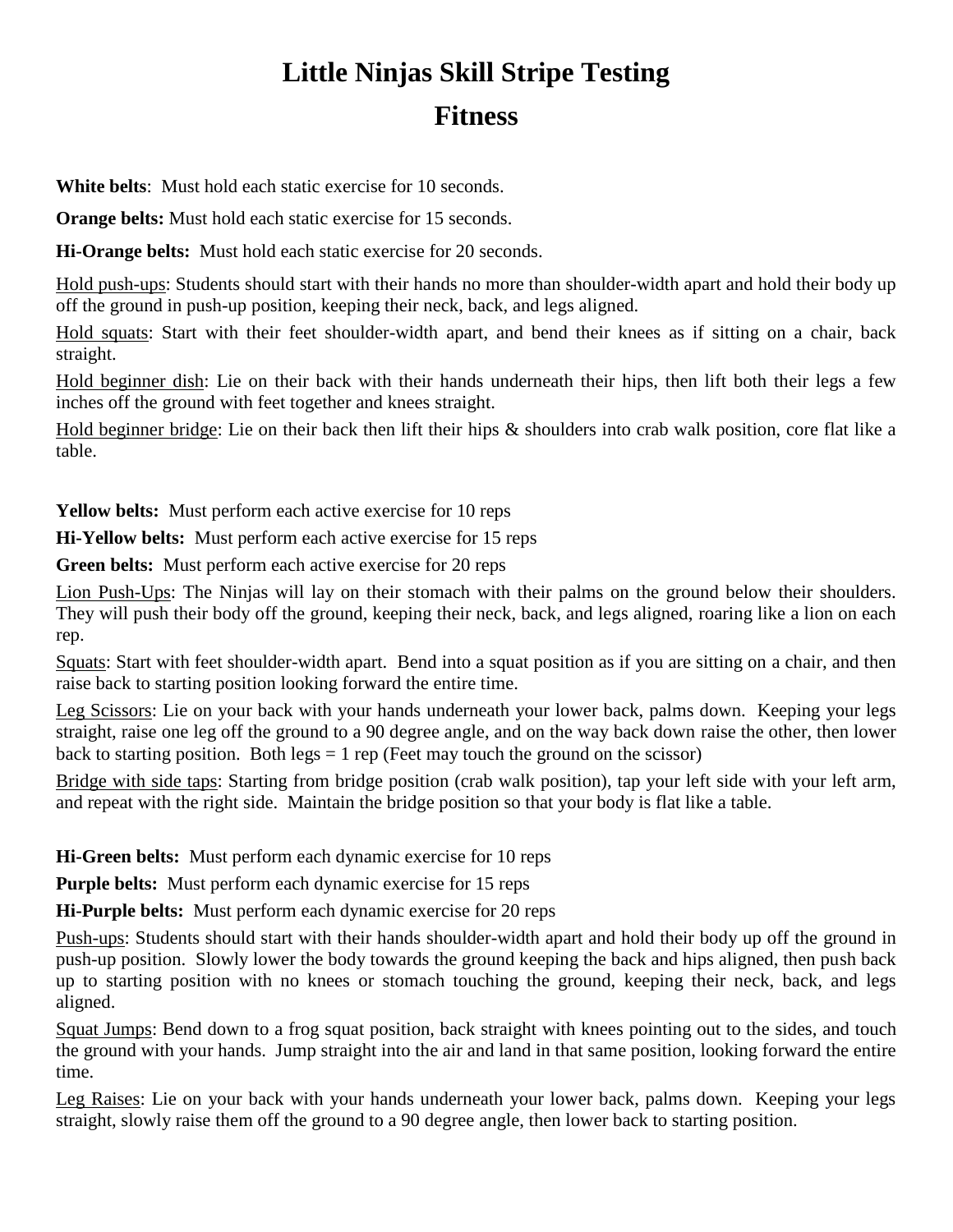# Little Ninjas Skill Stripe Testing

## Fitness

**White belts**: Must hold each static exercise for 10 seconds.

**Orange belts:** Must hold each static exercise for 15 seconds.

**Hi-Orange belts:** Must hold each static exercise for 20 seconds.

<u>Hold push-ups</u>: Students should start with their hands no more than shoulder-width apart and hold their body up off the ground in push-up position, keeping their neck, back, and legs aligned.

<u>Hold squats</u>: Start with their feet shoulder-width apart, and bend their knees as if sitting on a chair, back straight.

<u>Hold beginner dish</u>: Lie on their back with their hands underneath their hips, then lift both their legs a few inches off the ground with feet together and knees straight.

<u>Hold beginner bridge</u>: Lie on their back then lift their hips & shoulders into crab walk position, core flat like a table.

**Yellow belts:** Must perform each active exercise for 10 reps

**Hi-Yellow belts:** Must perform each active exercise for 15 reps

**Green belts:** Must perform each active exercise for 20 reps

<u>Lion Push-Ups</u>: The Ninjas will lay on their stomach with their palms on the ground below their shoulders. They will push their body off the ground, keeping their neck, back, and legs aligned, roaring like a lion on each rep.

<u>Squats</u>: Start with feet shoulder-width apart. Bend into a squat position as if you are sitting on a chair, and then raise back to starting position looking forward the entire time.

<u>Leg Scissors</u>: Lie on your back with your hands underneath your lower back, palms down. Keeping your legs straight, raise one leg off the ground to a 90 degree angle, and on the way back down raise the other, then lower back to starting position. Both legs = 1 rep (Feet may touch the ground on the scissor)

<u>Bridge with side taps</u>: Starting from bridge position (crab walk position), tap your left side with your left arm, and repeat with the right side. Maintain the bridge position so that your body is flat like a table.

**Hi-Green belts:** Must perform each dynamic exercise for 10 reps

**Purple belts:** Must perform each dynamic exercise for 15 reps

**Hi-Purple belts:** Must perform each dynamic exercise for 20 reps

<u>Push-ups</u>: Students should start with their hands shoulder-width apart and hold their body up off the ground in push-up position. Slowly lower the body towards the ground keeping the back and hips aligned, then push back up to starting position with no knees or stomach touching the ground, keeping their neck, back, and legs aligned.

<u>Squat Jumps</u>: Bend down to a frog squat position, back straight with knees pointing out to the sides, and touch the ground with your hands. Jump straight into the air and land in that same position, looking forward the entire time.

<u>Leg Raises</u>: Lie on your back with your hands underneath your lower back, palms down. Keeping your legs straight, slowly raise them off the ground to a 90 degree angle, then lower back to starting position.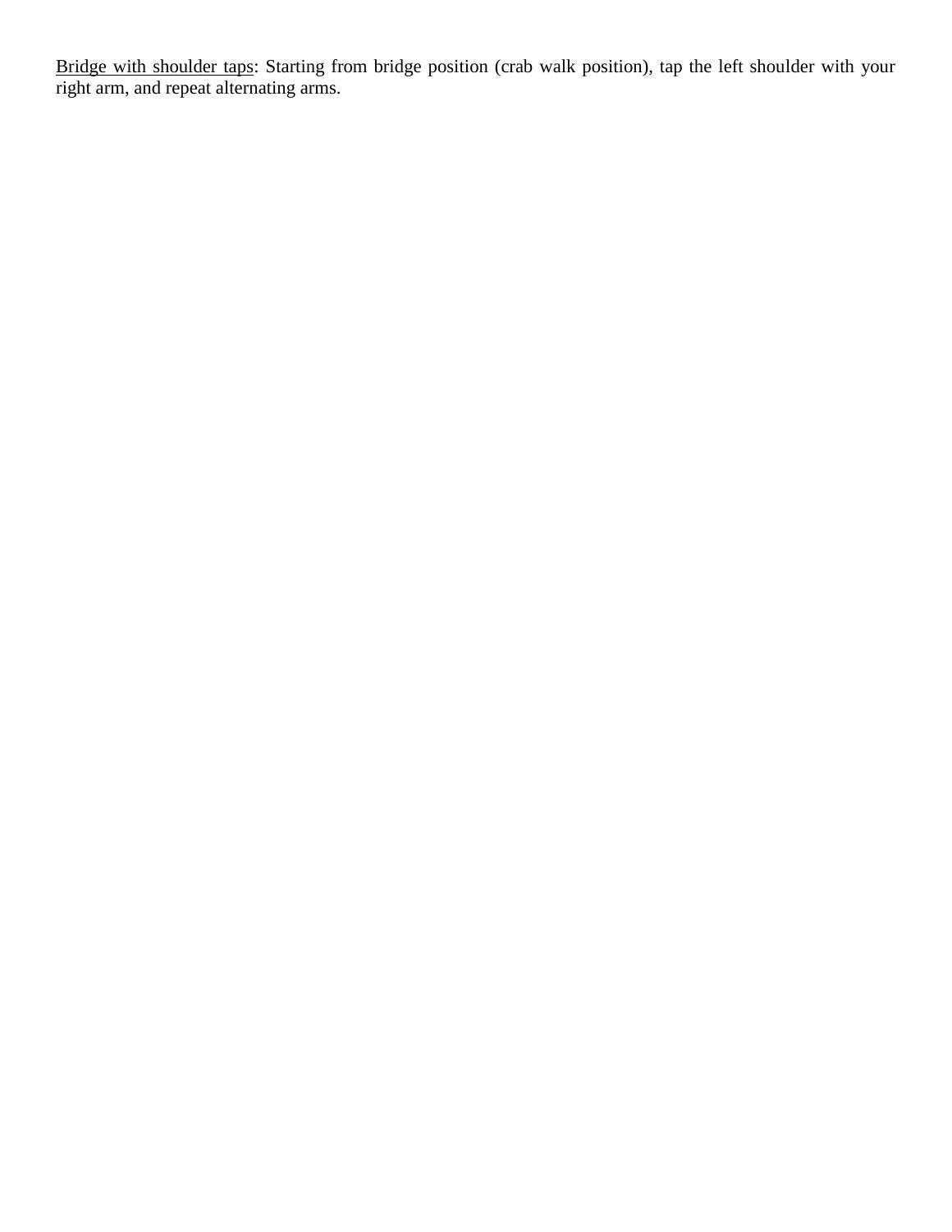<u>Bridge with shoulder taps</u>: Starting from bridge position (crab walk position), tap the left shoulder with your right arm, and repeat alternating arms.